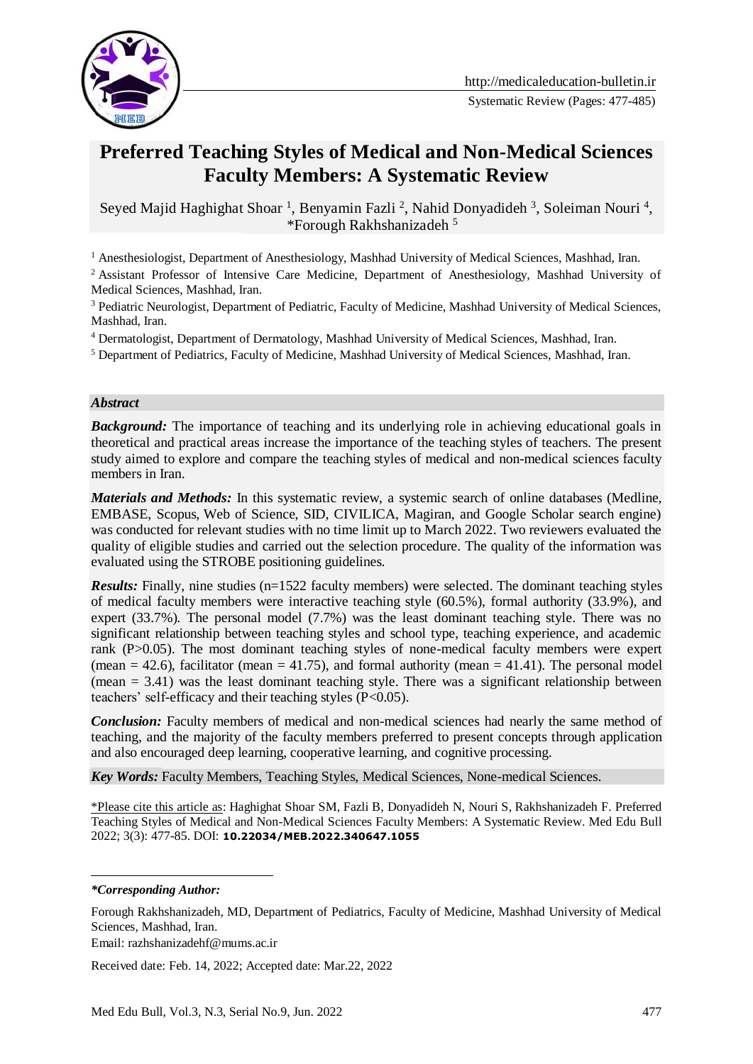Systematic Review (Pages: 477-485)

# Preferred Teaching Styles of Medical and Non-Medical Sciences Faculty Members: A Systematic Review

Seyed Majid Haghighat Shoar [1], Benyamin Fazli [2], Nahid Donyadideh [3], Soleiman Nouri [4], *Forough Rakhshanizadeh [5]

[1] Anesthesiologist, Department of Anesthesiology, Mashhad University of Medical Sciences, Mashhad, Iran.

[2] Assistant Professor of Intensive Care Medicine, Department of Anesthesiology, Mashhad University of Medical Sciences, Mashhad, Iran.

[3] Pediatric Neurologist, Department of Pediatric, Faculty of Medicine, Mashhad University of Medical Sciences, Mashhad, Iran.

[4] Dermatologist, Department of Dermatology, Mashhad University of Medical Sciences, Mashhad, Iran.

[5] Department of Pediatrics, Faculty of Medicine, Mashhad University of Medical Sciences, Mashhad, Iran.

## *Abstract*

***Background:*** The importance of teaching and its underlying role in achieving educational goals in theoretical and practical areas increase the importance of the teaching styles of teachers. The present study aimed to explore and compare the teaching styles of medical and non-medical sciences faculty members in Iran.

***Materials and Methods:*** In this systematic review, a systemic search of online databases (Medline, EMBASE, Scopus, Web of Science, SID, CIVILICA, Magiran, and Google Scholar search engine) was conducted for relevant studies with no time limit up to March 2022. Two reviewers evaluated the quality of eligible studies and carried out the selection procedure. The quality of the information was evaluated using the STROBE positioning guidelines.

***Results:*** Finally, nine studies (n=1522 faculty members) were selected. The dominant teaching styles of medical faculty members were interactive teaching style (60.5%), formal authority (33.9%), and expert (33.7%). The personal model (7.7%) was the least dominant teaching style. There was no significant relationship between teaching styles and school type, teaching experience, and academic rank ($P>0.05$). The most dominant teaching styles of none-medical faculty members were expert (mean = 42.6), facilitator (mean = 41.75), and formal authority (mean = 41.41). The personal model (mean = 3.41) was the least dominant teaching style. There was a significant relationship between teachers' self-efficacy and their teaching styles ($P<0.05$).

***Conclusion:*** Faculty members of medical and non-medical sciences had nearly the same method of teaching, and the majority of the faculty members preferred to present concepts through application and also encouraged deep learning, cooperative learning, and cognitive processing.

***Key Words:*** Faculty Members, Teaching Styles, Medical Sciences, None-medical Sciences.

*Please cite this article as: Haghighat Shoar SM, Fazli B, Donyadideh N, Nouri S, Rakhshanizadeh F. Preferred Teaching Styles of Medical and Non-Medical Sciences Faculty Members: A Systematic Review. Med Edu Bull 2022; 3(3): 477-85. DOI: **10.22034/MEB.2022.340647.1055**

***Corresponding Author:***

Forough Rakhshanizadeh, MD, Department of Pediatrics, Faculty of Medicine, Mashhad University of Medical Sciences, Mashhad, Iran.

Email: razhshanizadehf@mums.ac.ir

Received date: Feb. 14, 2022; Accepted date: Mar.22, 2022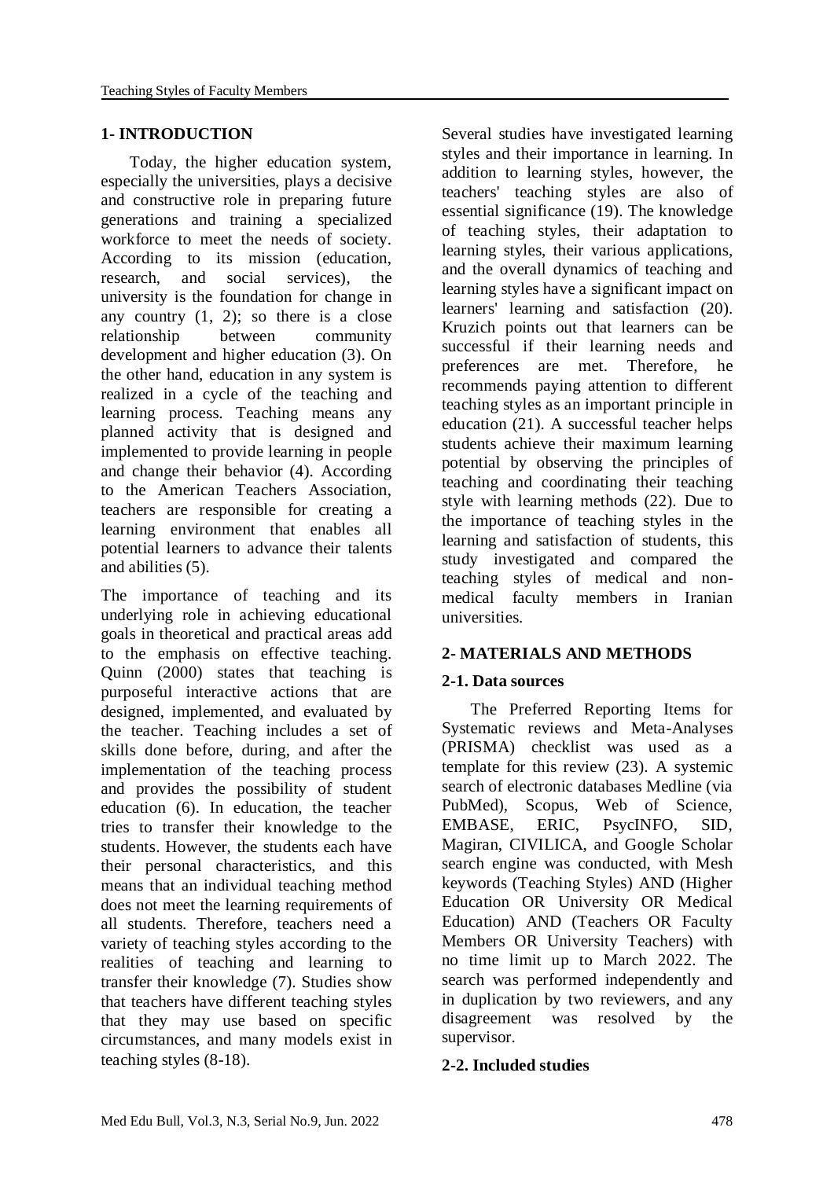## 1- INTRODUCTION

Today, the higher education system, especially the universities, plays a decisive and constructive role in preparing future generations and training a specialized workforce to meet the needs of society. According to its mission (education, research, and social services), the university is the foundation for change in any country (1, 2); so there is a close relationship between community development and higher education (3). On the other hand, education in any system is realized in a cycle of the teaching and learning process. Teaching means any planned activity that is designed and implemented to provide learning in people and change their behavior (4). According to the American Teachers Association, teachers are responsible for creating a learning environment that enables all potential learners to advance their talents and abilities (5).

The importance of teaching and its underlying role in achieving educational goals in theoretical and practical areas add to the emphasis on effective teaching. Quinn (2000) states that teaching is purposeful interactive actions that are designed, implemented, and evaluated by the teacher. Teaching includes a set of skills done before, during, and after the implementation of the teaching process and provides the possibility of student education (6). In education, the teacher tries to transfer their knowledge to the students. However, the students each have their personal characteristics, and this means that an individual teaching method does not meet the learning requirements of all students. Therefore, teachers need a variety of teaching styles according to the realities of teaching and learning to transfer their knowledge (7). Studies show that teachers have different teaching styles that they may use based on specific circumstances, and many models exist in teaching styles (8-18).

Several studies have investigated learning styles and their importance in learning. In addition to learning styles, however, the teachers' teaching styles are also of essential significance (19). The knowledge of teaching styles, their adaptation to learning styles, their various applications, and the overall dynamics of teaching and learning styles have a significant impact on learners' learning and satisfaction (20). Kruzich points out that learners can be successful if their learning needs and preferences are met. Therefore, he recommends paying attention to different teaching styles as an important principle in education (21). A successful teacher helps students achieve their maximum learning potential by observing the principles of teaching and coordinating their teaching style with learning methods (22). Due to the importance of teaching styles in the learning and satisfaction of students, this study investigated and compared the teaching styles of medical and non-medical faculty members in Iranian universities.

## 2- MATERIALS AND METHODS

### 2-1. Data sources

The Preferred Reporting Items for Systematic reviews and Meta-Analyses (PRISMA) checklist was used as a template for this review (23). A systemic search of electronic databases Medline (via PubMed), Scopus, Web of Science, EMBASE, ERIC, PsycINFO, SID, Magiran, CIVILICA, and Google Scholar search engine was conducted, with Mesh keywords (Teaching Styles) AND (Higher Education OR University OR Medical Education) AND (Teachers OR Faculty Members OR University Teachers) with no time limit up to March 2022. The search was performed independently and in duplication by two reviewers, and any disagreement was resolved by the supervisor.

### 2-2. Included studies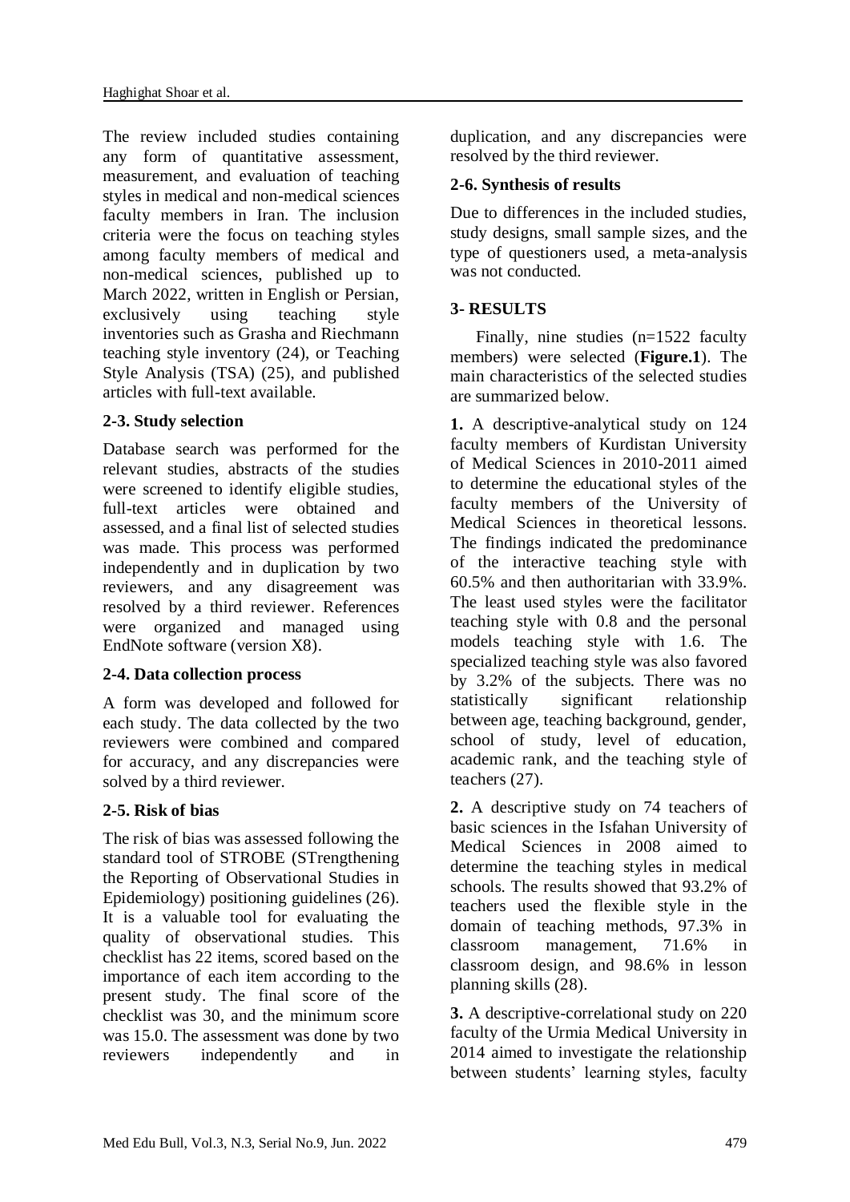The review included studies containing any form of quantitative assessment, measurement, and evaluation of teaching styles in medical and non-medical sciences faculty members in Iran. The inclusion criteria were the focus on teaching styles among faculty members of medical and non-medical sciences, published up to March 2022, written in English or Persian, exclusively using teaching style inventories such as Grasha and Riechmann teaching style inventory (24), or Teaching Style Analysis (TSA) (25), and published articles with full-text available.

### 2-3. Study selection

Database search was performed for the relevant studies, abstracts of the studies were screened to identify eligible studies, full-text articles were obtained and assessed, and a final list of selected studies was made. This process was performed independently and in duplication by two reviewers, and any disagreement was resolved by a third reviewer. References were organized and managed using EndNote software (version X8).

### 2-4. Data collection process

A form was developed and followed for each study. The data collected by the two reviewers were combined and compared for accuracy, and any discrepancies were solved by a third reviewer.

### 2-5. Risk of bias

The risk of bias was assessed following the standard tool of STROBE (STrengthening the Reporting of Observational Studies in Epidemiology) positioning guidelines (26). It is a valuable tool for evaluating the quality of observational studies. This checklist has 22 items, scored based on the importance of each item according to the present study. The final score of the checklist was 30, and the minimum score was 15.0. The assessment was done by two reviewers independently and in duplication, and any discrepancies were resolved by the third reviewer.

### 2-6. Synthesis of results

Due to differences in the included studies, study designs, small sample sizes, and the type of questioners used, a meta-analysis was not conducted.

## 3- RESULTS

Finally, nine studies (n=1522 faculty members) were selected (**Figure.1**). The main characteristics of the selected studies are summarized below.

**1.** A descriptive-analytical study on 124 faculty members of Kurdistan University of Medical Sciences in 2010-2011 aimed to determine the educational styles of the faculty members of the University of Medical Sciences in theoretical lessons. The findings indicated the predominance of the interactive teaching style with 60.5% and then authoritarian with 33.9%. The least used styles were the facilitator teaching style with 0.8 and the personal models teaching style with 1.6. The specialized teaching style was also favored by 3.2% of the subjects. There was no statistically significant relationship between age, teaching background, gender, school of study, level of education, academic rank, and the teaching style of teachers (27).

**2.** A descriptive study on 74 teachers of basic sciences in the Isfahan University of Medical Sciences in 2008 aimed to determine the teaching styles in medical schools. The results showed that 93.2% of teachers used the flexible style in the domain of teaching methods, 97.3% in classroom management, 71.6% in classroom design, and 98.6% in lesson planning skills (28).

**3.** A descriptive-correlational study on 220 faculty of the Urmia Medical University in 2014 aimed to investigate the relationship between students' learning styles, faculty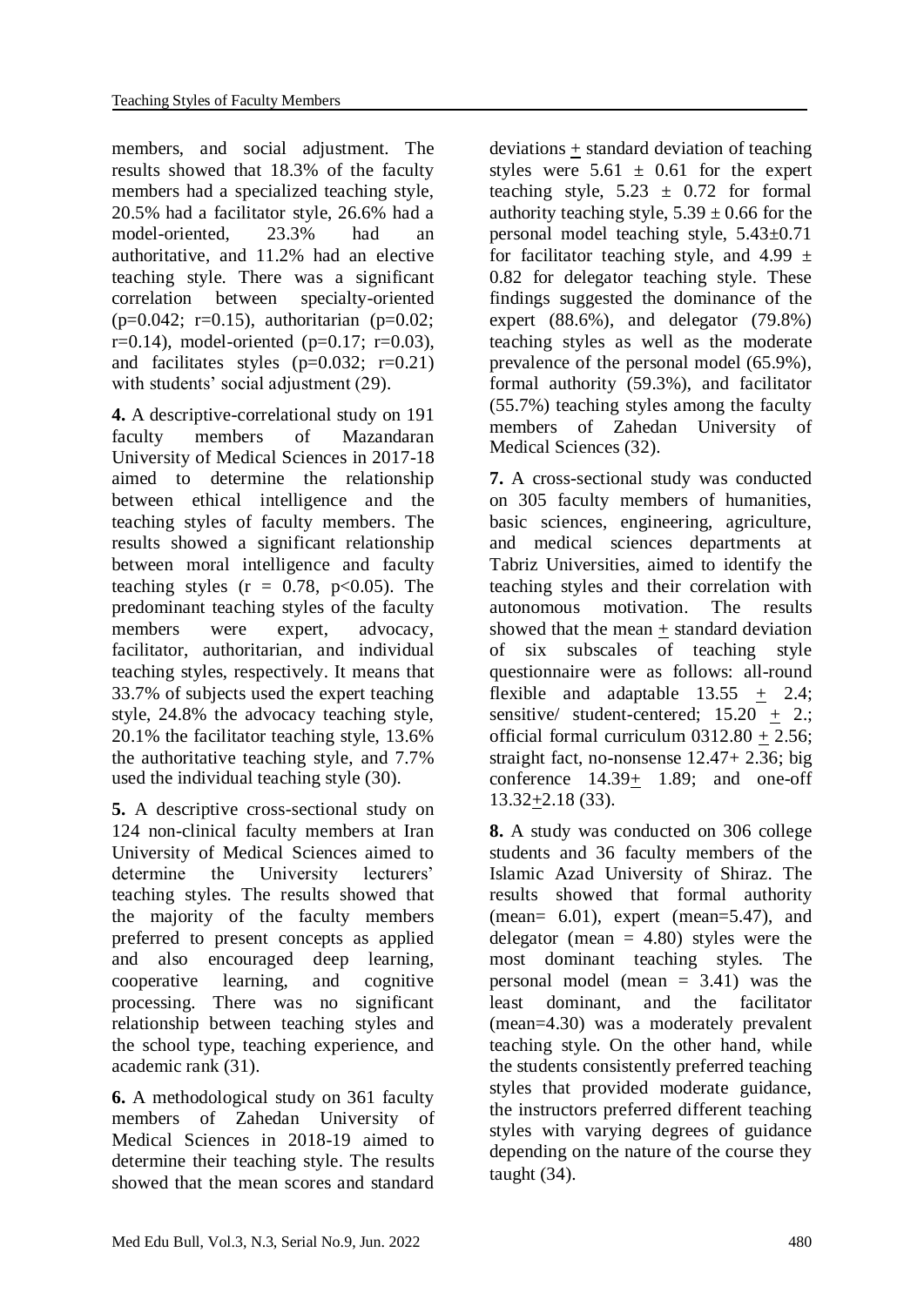members, and social adjustment. The results showed that 18.3% of the faculty members had a specialized teaching style, 20.5% had a facilitator style, 26.6% had a model-oriented, 23.3% had an authoritative, and 11.2% had an elective teaching style. There was a significant correlation between specialty-oriented ($p=0.042$; $r=0.15$), authoritarian ($p=0.02$; $r=0.14$), model-oriented ($p=0.17$; $r=0.03$), and facilitates styles ($p=0.032$; $r=0.21$) with students' social adjustment (29).

**4.** A descriptive-correlational study on 191 faculty members of Mazandaran University of Medical Sciences in 2017-18 aimed to determine the relationship between ethical intelligence and the teaching styles of faculty members. The results showed a significant relationship between moral intelligence and faculty teaching styles ($r = 0.78$, $p<0.05$). The predominant teaching styles of the faculty members were expert, advocacy, facilitator, authoritarian, and individual teaching styles, respectively. It means that 33.7% of subjects used the expert teaching style, 24.8% the advocacy teaching style, 20.1% the facilitator teaching style, 13.6% the authoritative teaching style, and 7.7% used the individual teaching style (30).

**5.** A descriptive cross-sectional study on 124 non-clinical faculty members at Iran University of Medical Sciences aimed to determine the University lecturers' teaching styles. The results showed that the majority of the faculty members preferred to present concepts as applied and also encouraged deep learning, cooperative learning, and cognitive processing. There was no significant relationship between teaching styles and the school type, teaching experience, and academic rank (31).

**6.** A methodological study on 361 faculty members of Zahedan University of Medical Sciences in 2018-19 aimed to determine their teaching style. The results showed that the mean scores and standard deviations ± standard deviation of teaching styles were $5.61 \pm 0.61$ for the expert teaching style, $5.23 \pm 0.72$ for formal authority teaching style, $5.39 \pm 0.66$ for the personal model teaching style, $5.43 \pm 0.71$ for facilitator teaching style, and $4.99 \pm 0.82$ for delegator teaching style. These findings suggested the dominance of the expert (88.6%), and delegator (79.8%) teaching styles as well as the moderate prevalence of the personal model (65.9%), formal authority (59.3%), and facilitator (55.7%) teaching styles among the faculty members of Zahedan University of Medical Sciences (32).

**7.** A cross-sectional study was conducted on 305 faculty members of humanities, basic sciences, engineering, agriculture, and medical sciences departments at Tabriz Universities, aimed to identify the teaching styles and their correlation with autonomous motivation. The results showed that the mean ± standard deviation of six subscales of teaching style questionnaire were as follows: all-round flexible and adaptable $13.55 \pm 2.4$; sensitive/ student-centered; $15.20 \pm 2.$; official formal curriculum $0312.80 \pm 2.56$; straight fact, no-nonsense $12.47+ 2.36$; big conference $14.39 \pm 1.89$; and one-off $13.32 \pm 2.18$ (33).

**8.** A study was conducted on 306 college students and 36 faculty members of the Islamic Azad University of Shiraz. The results showed that formal authority (mean= 6.01), expert (mean=5.47), and delegator (mean = 4.80) styles were the most dominant teaching styles. The personal model (mean = 3.41) was the least dominant, and the facilitator (mean=4.30) was a moderately prevalent teaching style. On the other hand, while the students consistently preferred teaching styles that provided moderate guidance, the instructors preferred different teaching styles with varying degrees of guidance depending on the nature of the course they taught (34).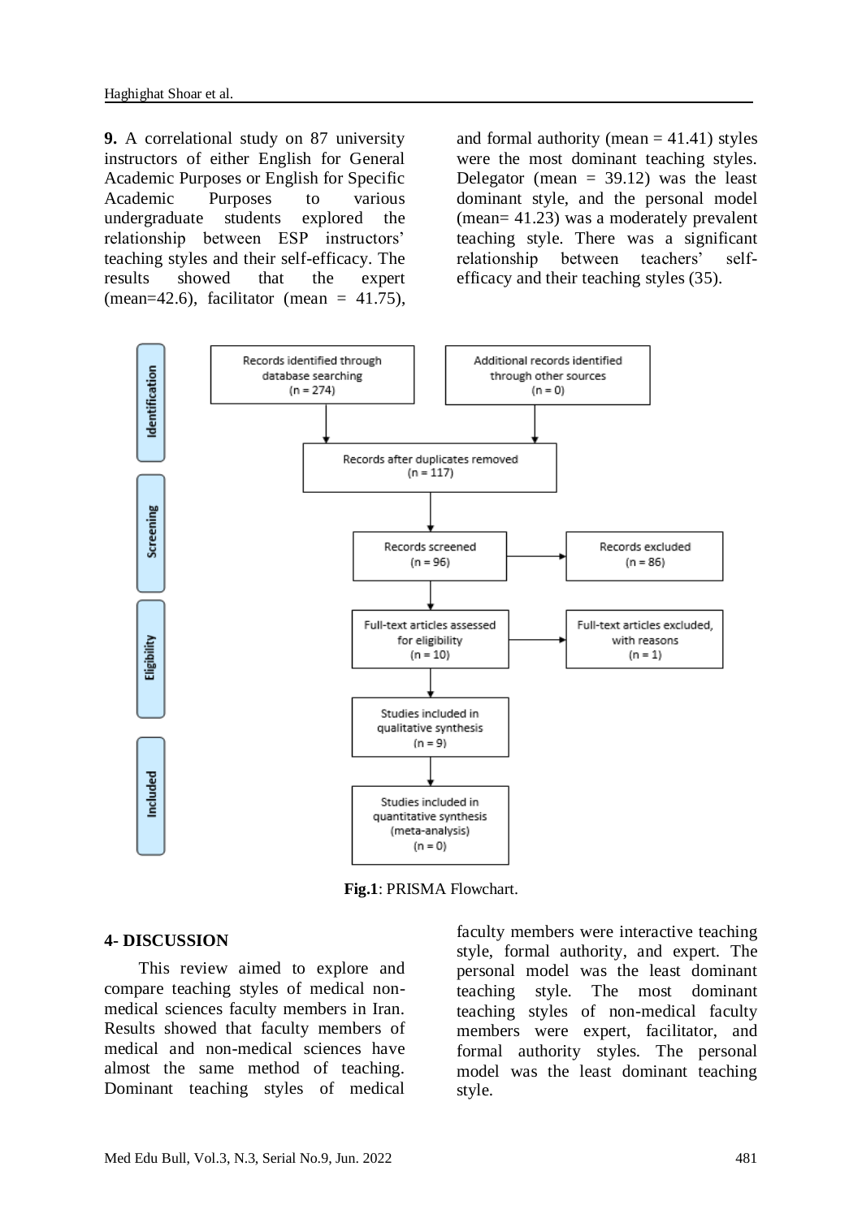**9.** A correlational study on 87 university instructors of either English for General Academic Purposes or English for Specific Academic Purposes to various undergraduate students explored the relationship between ESP instructors' teaching styles and their self-efficacy. The results showed that the expert (mean=42.6), facilitator (mean = 41.75), and formal authority (mean = 41.41) styles were the most dominant teaching styles. Delegator (mean = 39.12) was the least dominant style, and the personal model (mean= 41.23) was a moderately prevalent teaching style. There was a significant relationship between teachers' self-efficacy and their teaching styles (35).

**Identification**
- Records identified through database searching (n = 274)
- Additional records identified through other sources (n = 0)
- Records after duplicates removed (n = 117)

**Screening**
- Records screened (n = 96)
- Records excluded (n = 86)

**Eligibility**
- Full-text articles assessed for eligibility (n = 10)
- Full-text articles excluded, with reasons (n = 1)

**Included**
- Studies included in qualitative synthesis (n = 9)
- Studies included in quantitative synthesis (meta-analysis) (n = 0)

**Fig.1**: PRISMA Flowchart.

## 4- DISCUSSION

This review aimed to explore and compare teaching styles of medical non-medical sciences faculty members in Iran. Results showed that faculty members of medical and non-medical sciences have almost the same method of teaching. Dominant teaching styles of medical faculty members were interactive teaching style, formal authority, and expert. The personal model was the least dominant teaching style. The most dominant teaching styles of non-medical faculty members were expert, facilitator, and formal authority styles. The personal model was the least dominant teaching style.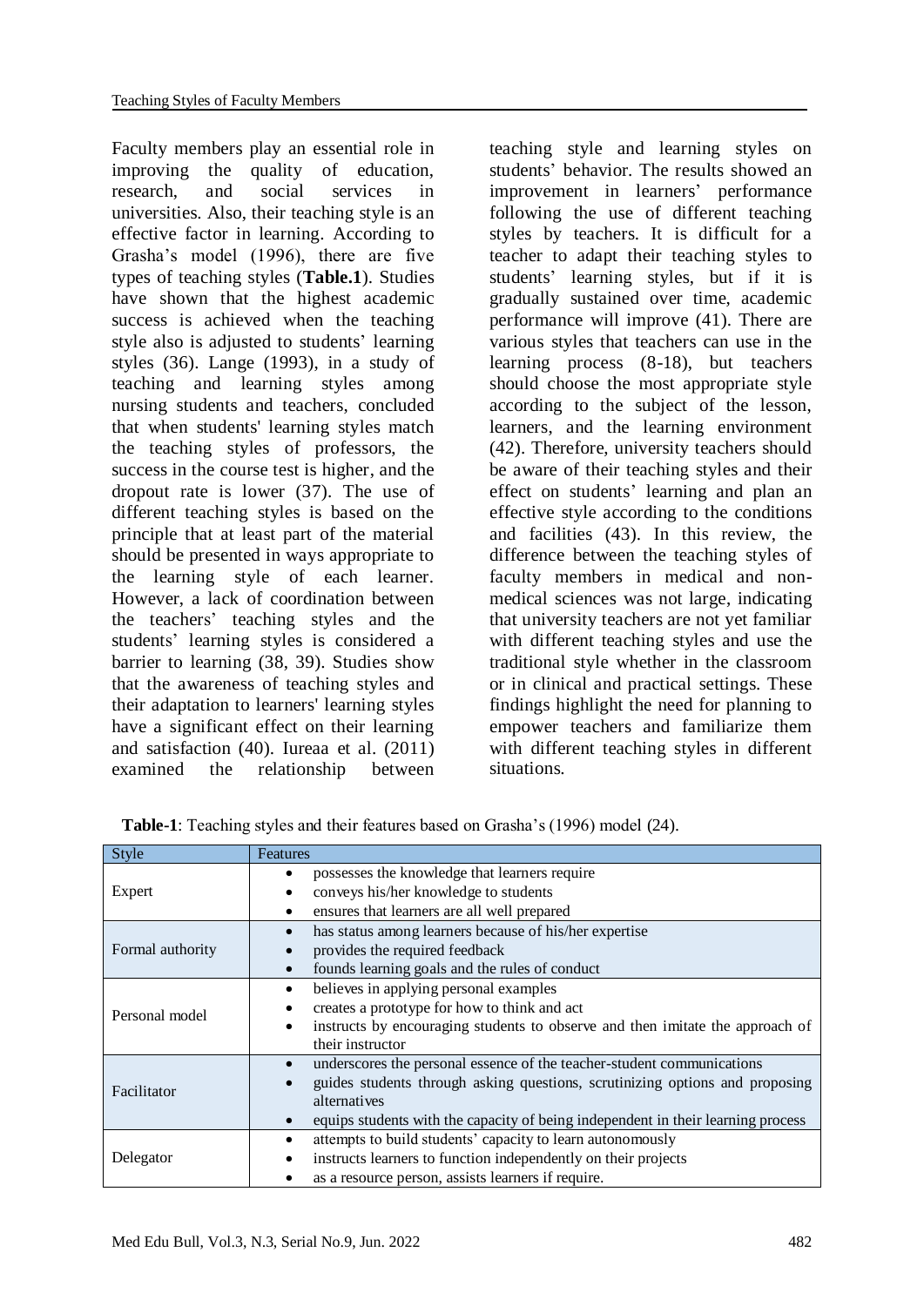Faculty members play an essential role in improving the quality of education, research, and social services in universities. Also, their teaching style is an effective factor in learning. According to Grasha's model (1996), there are five types of teaching styles (**Table.1**). Studies have shown that the highest academic success is achieved when the teaching style also is adjusted to students' learning styles (36). Lange (1993), in a study of teaching and learning styles among nursing students and teachers, concluded that when students' learning styles match the teaching styles of professors, the success in the course test is higher, and the dropout rate is lower (37). The use of different teaching styles is based on the principle that at least part of the material should be presented in ways appropriate to the learning style of each learner. However, a lack of coordination between the teachers' teaching styles and the students' learning styles is considered a barrier to learning (38, 39). Studies show that the awareness of teaching styles and their adaptation to learners' learning styles have a significant effect on their learning and satisfaction (40). Iureaa et al. (2011) examined the relationship between teaching style and learning styles on students' behavior. The results showed an improvement in learners' performance following the use of different teaching styles by teachers. It is difficult for a teacher to adapt their teaching styles to students' learning styles, but if it is gradually sustained over time, academic performance will improve (41). There are various styles that teachers can use in the learning process (8-18), but teachers should choose the most appropriate style according to the subject of the lesson, learners, and the learning environment (42). Therefore, university teachers should be aware of their teaching styles and their effect on students' learning and plan an effective style according to the conditions and facilities (43). In this review, the difference between the teaching styles of faculty members in medical and non-medical sciences was not large, indicating that university teachers are not yet familiar with different teaching styles and use the traditional style whether in the classroom or in clinical and practical settings. These findings highlight the need for planning to empower teachers and familiarize them with different teaching styles in different situations.

**Table-1**: Teaching styles and their features based on Grasha's (1996) model (24).

| Style | Features |
|---|---|
| Expert | • possesses the knowledge that learners require<br>• conveys his/her knowledge to students<br>• ensures that learners are all well prepared |
| Formal authority | • has status among learners because of his/her expertise<br>• provides the required feedback<br>• founds learning goals and the rules of conduct |
| Personal model | • believes in applying personal examples<br>• creates a prototype for how to think and act<br>• instructs by encouraging students to observe and then imitate the approach of their instructor |
| Facilitator | • underscores the personal essence of the teacher-student communications<br>• guides students through asking questions, scrutinizing options and proposing alternatives<br>• equips students with the capacity of being independent in their learning process |
| Delegator | • attempts to build students' capacity to learn autonomously<br>• instructs learners to function independently on their projects<br>• as a resource person, assists learners if require. |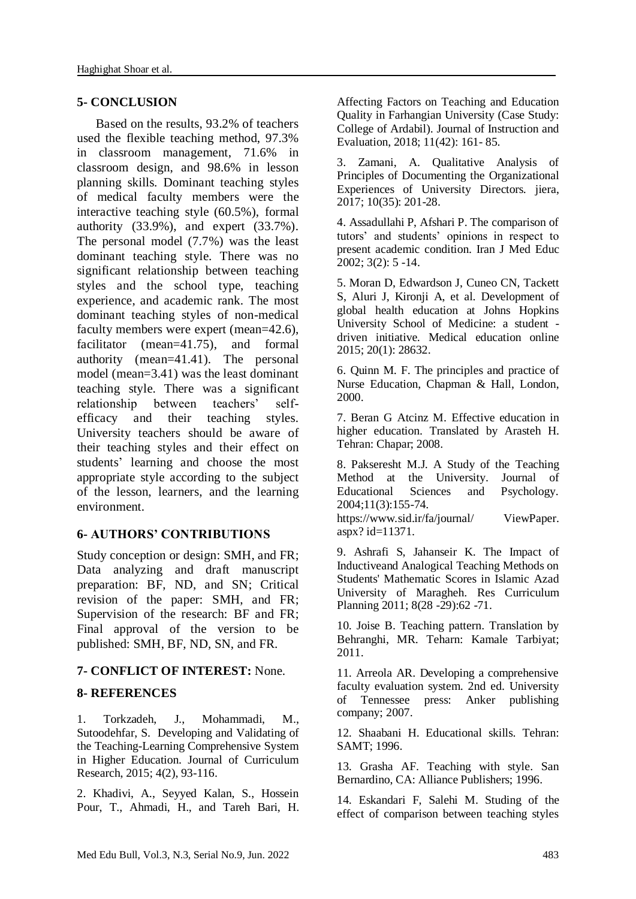## 5- CONCLUSION

Based on the results, 93.2% of teachers used the flexible teaching method, 97.3% in classroom management, 71.6% in classroom design, and 98.6% in lesson planning skills. Dominant teaching styles of medical faculty members were the interactive teaching style (60.5%), formal authority (33.9%), and expert (33.7%). The personal model (7.7%) was the least dominant teaching style. There was no significant relationship between teaching styles and the school type, teaching experience, and academic rank. The most dominant teaching styles of non-medical faculty members were expert (mean=42.6), facilitator (mean=41.75), and formal authority (mean=41.41). The personal model (mean=3.41) was the least dominant teaching style. There was a significant relationship between teachers' self-efficacy and their teaching styles. University teachers should be aware of their teaching styles and their effect on students' learning and choose the most appropriate style according to the subject of the lesson, learners, and the learning environment.

## 6- AUTHORS' CONTRIBUTIONS

Study conception or design: SMH, and FR; Data analyzing and draft manuscript preparation: BF, ND, and SN; Critical revision of the paper: SMH, and FR; Supervision of the research: BF and FR; Final approval of the version to be published: SMH, BF, ND, SN, and FR.

## 7- CONFLICT OF INTEREST: None.

## 8- REFERENCES

1. Torkzadeh, J., Mohammadi, M., Sutoodehfar, S. Developing and Validating of the Teaching-Learning Comprehensive System in Higher Education. Journal of Curriculum Research, 2015; 4(2), 93-116.

2. Khadivi, A., Seyyed Kalan, S., Hossein Pour, T., Ahmadi, H., and Tareh Bari, H. Affecting Factors on Teaching and Education Quality in Farhangian University (Case Study: College of Ardabil). Journal of Instruction and Evaluation, 2018; 11(42): 161- 85.

3. Zamani, A. Qualitative Analysis of Principles of Documenting the Organizational Experiences of University Directors. jiera, 2017; 10(35): 201-28.

4. Assadullahi P, Afshari P. The comparison of tutors' and students' opinions in respect to present academic condition. Iran J Med Educ 2002; 3(2): 5 -14.

5. Moran D, Edwardson J, Cuneo CN, Tackett S, Aluri J, Kironji A, et al. Development of global health education at Johns Hopkins University School of Medicine: a student - driven initiative. Medical education online 2015; 20(1): 28632.

6. Quinn M. F. The principles and practice of Nurse Education, Chapman & Hall, London, 2000.

7. Beran G Atcinz M. Effective education in higher education. Translated by Arasteh H. Tehran: Chapar; 2008.

8. Pakseresht M.J. A Study of the Teaching Method at the University. Journal of Educational Sciences and Psychology. 2004;11(3):155-74. https://www.sid.ir/fa/journal/ ViewPaper. aspx? id=11371.

9. Ashrafi S, Jahanseir K. The Impact of Inductiveand Analogical Teaching Methods on Students' Mathematic Scores in Islamic Azad University of Maragheh. Res Curriculum Planning 2011; 8(28 -29):62 -71.

10. Joise B. Teaching pattern. Translation by Behranghi, MR. Teharn: Kamale Tarbiyat; 2011.

11. Arreola AR. Developing a comprehensive faculty evaluation system. 2nd ed. University of Tennessee press: Anker publishing company; 2007.

12. Shaabani H. Educational skills. Tehran: SAMT; 1996.

13. Grasha AF. Teaching with style. San Bernardino, CA: Alliance Publishers; 1996.

14. Eskandari F, Salehi M. Studing of the effect of comparison between teaching styles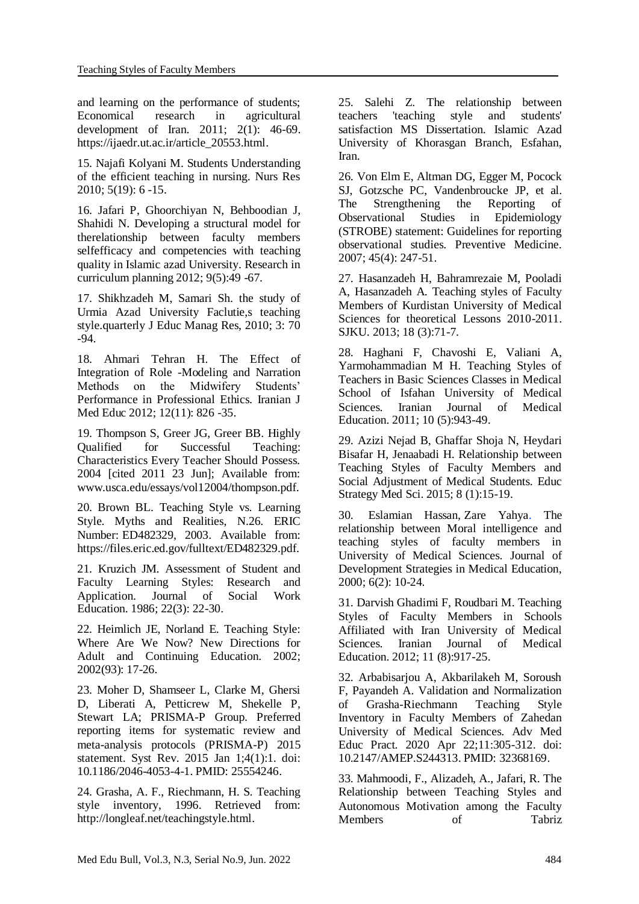and learning on the performance of students; Economical research in agricultural development of Iran. 2011; 2(1): 46-69. https://ijaedr.ut.ac.ir/article_20553.html.

15. Najafi Kolyani M. Students Understanding of the efficient teaching in nursing. Nurs Res 2010; 5(19): 6 -15.

16. Jafari P, Ghoorchiyan N, Behboodian J, Shahidi N. Developing a structural model for therelationship between faculty members selfefficacy and competencies with teaching quality in Islamic azad University. Research in curriculum planning 2012; 9(5):49 -67.

17. Shikhzadeh M, Samari Sh. the study of Urmia Azad University Faclutie,s teaching style.quarterly J Educ Manag Res, 2010; 3: 70 -94.

18. Ahmari Tehran H. The Effect of Integration of Role -Modeling and Narration Methods on the Midwifery Students' Performance in Professional Ethics. Iranian J Med Educ 2012; 12(11): 826 -35.

19. Thompson S, Greer JG, Greer BB. Highly Qualified for Successful Teaching: Characteristics Every Teacher Should Possess. 2004 [cited 2011 23 Jun]; Available from: www.usca.edu/essays/vol12004/thompson.pdf.

20. Brown BL. Teaching Style vs. Learning Style. Myths and Realities, N.26. ERIC Number: ED482329, 2003. Available from: https://files.eric.ed.gov/fulltext/ED482329.pdf.

21. Kruzich JM. Assessment of Student and Faculty Learning Styles: Research and Application. Journal of Social Work Education. 1986; 22(3): 22-30.

22. Heimlich JE, Norland E. Teaching Style: Where Are We Now? New Directions for Adult and Continuing Education. 2002; 2002(93): 17-26.

23. Moher D, Shamseer L, Clarke M, Ghersi D, Liberati A, Petticrew M, Shekelle P, Stewart LA; PRISMA-P Group. Preferred reporting items for systematic review and meta-analysis protocols (PRISMA-P) 2015 statement. Syst Rev. 2015 Jan 1;4(1):1. doi: 10.1186/2046-4053-4-1. PMID: 25554246.

24. Grasha, A. F., Riechmann, H. S. Teaching style inventory, 1996. Retrieved from: http://longleaf.net/teachingstyle.html.

25. Salehi Z. The relationship between teachers 'teaching style and students' satisfaction MS Dissertation. Islamic Azad University of Khorasgan Branch, Esfahan, Iran.

26. Von Elm E, Altman DG, Egger M, Pocock SJ, Gotzsche PC, Vandenbroucke JP, et al. The Strengthening the Reporting of Observational Studies in Epidemiology (STROBE) statement: Guidelines for reporting observational studies. Preventive Medicine. 2007; 45(4): 247-51.

27. Hasanzadeh H, Bahramrezaie M, Pooladi A, Hasanzadeh A. Teaching styles of Faculty Members of Kurdistan University of Medical Sciences for theoretical Lessons 2010-2011. SJKU. 2013; 18 (3):71-7.

28. Haghani F, Chavoshi E, Valiani A, Yarmohammadian M H. Teaching Styles of Teachers in Basic Sciences Classes in Medical School of Isfahan University of Medical Sciences. Iranian Journal of Medical Education. 2011; 10 (5):943-49.

29. Azizi Nejad B, Ghaffar Shoja N, Heydari Bisafar H, Jenaabadi H. Relationship between Teaching Styles of Faculty Members and Social Adjustment of Medical Students. Educ Strategy Med Sci. 2015; 8 (1):15-19.

30. Eslamian Hassan, Zare Yahya. The relationship between Moral intelligence and teaching styles of faculty members in University of Medical Sciences. Journal of Development Strategies in Medical Education, 2000; 6(2): 10-24.

31. Darvish Ghadimi F, Roudbari M. Teaching Styles of Faculty Members in Schools Affiliated with Iran University of Medical Sciences. Iranian Journal of Medical Education. 2012; 11 (8):917-25.

32. Arbabisarjou A, Akbarilakeh M, Soroush F, Payandeh A. Validation and Normalization of Grasha-Riechmann Teaching Style Inventory in Faculty Members of Zahedan University of Medical Sciences. Adv Med Educ Pract. 2020 Apr 22;11:305-312. doi: 10.2147/AMEP.S244313. PMID: 32368169.

33. Mahmoodi, F., Alizadeh, A., Jafari, R. The Relationship between Teaching Styles and Autonomous Motivation among the Faculty Members of Tabriz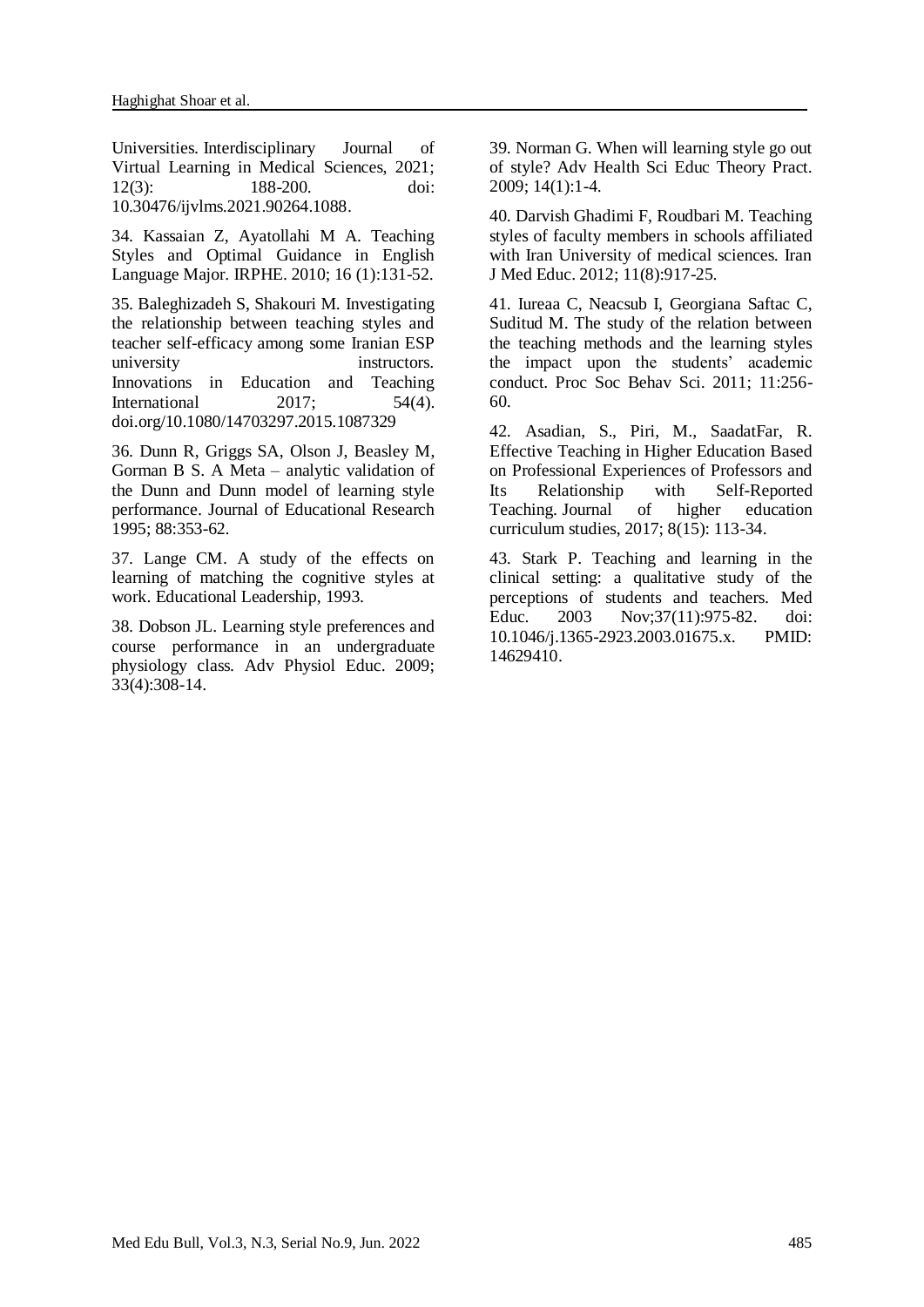Universities. Interdisciplinary Journal of Virtual Learning in Medical Sciences, 2021; 12(3): 188-200. doi: 10.30476/ijvlms.2021.90264.1088.

34. Kassaian Z, Ayatollahi M A. Teaching Styles and Optimal Guidance in English Language Major. IRPHE. 2010; 16 (1):131-52.

35. Baleghizadeh S, Shakouri M. Investigating the relationship between teaching styles and teacher self-efficacy among some Iranian ESP university instructors. Innovations in Education and Teaching International 2017; 54(4). doi.org/10.1080/14703297.2015.1087329

36. Dunn R, Griggs SA, Olson J, Beasley M, Gorman B S. A Meta – analytic validation of the Dunn and Dunn model of learning style performance. Journal of Educational Research 1995; 88:353-62.

37. Lange CM. A study of the effects on learning of matching the cognitive styles at work. Educational Leadership, 1993.

38. Dobson JL. Learning style preferences and course performance in an undergraduate physiology class. Adv Physiol Educ. 2009; 33(4):308-14.

39. Norman G. When will learning style go out of style? Adv Health Sci Educ Theory Pract. 2009; 14(1):1-4.

40. Darvish Ghadimi F, Roudbari M. Teaching styles of faculty members in schools affiliated with Iran University of medical sciences. Iran J Med Educ. 2012; 11(8):917-25.

41. Iureaa C, Neacsub I, Georgiana Saftac C, Suditud M. The study of the relation between the teaching methods and the learning styles the impact upon the students' academic conduct. Proc Soc Behav Sci. 2011; 11:256-60.

42. Asadian, S., Piri, M., SaadatFar, R. Effective Teaching in Higher Education Based on Professional Experiences of Professors and Its Relationship with Self-Reported Teaching. Journal of higher education curriculum studies, 2017; 8(15): 113-34.

43. Stark P. Teaching and learning in the clinical setting: a qualitative study of the perceptions of students and teachers. Med Educ. 2003 Nov;37(11):975-82. doi: 10.1046/j.1365-2923.2003.01675.x. PMID: 14629410.